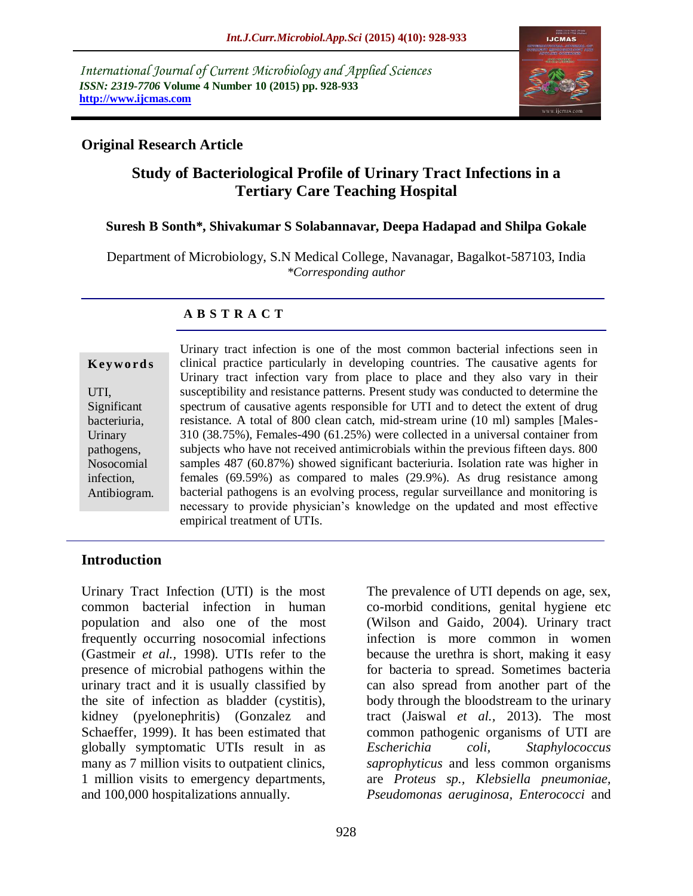*International Journal of Current Microbiology and Applied Sciences*
***ISSN: 2319-7706*** **Volume 4 Number 10 (2015) pp. 928-933**
**http://www.ijcmas.com**

**Original Research Article**

# Study of Bacteriological Profile of Urinary Tract Infections in a Tertiary Care Teaching Hospital

**Suresh B Sonth\*, Shivakumar S Solabannavar, Deepa Hadapad and Shilpa Gokale**

Department of Microbiology, S.N Medical College, Navanagar, Bagalkot-587103, India
*\*Corresponding author*

## A B S T R A C T

**Keywords**

UTI, Significant bacteriuria, Urinary pathogens, Nosocomial infection, Antibiogram.

Urinary tract infection is one of the most common bacterial infections seen in clinical practice particularly in developing countries. The causative agents for Urinary tract infection vary from place to place and they also vary in their susceptibility and resistance patterns. Present study was conducted to determine the spectrum of causative agents responsible for UTI and to detect the extent of drug resistance. A total of 800 clean catch, mid-stream urine (10 ml) samples [Males-310 (38.75%), Females-490 (61.25%) were collected in a universal container from subjects who have not received antimicrobials within the previous fifteen days. 800 samples 487 (60.87%) showed significant bacteriuria. Isolation rate was higher in females (69.59%) as compared to males (29.9%). As drug resistance among bacterial pathogens is an evolving process, regular surveillance and monitoring is necessary to provide physician's knowledge on the updated and most effective empirical treatment of UTIs.

## Introduction

Urinary Tract Infection (UTI) is the most common bacterial infection in human population and also one of the most frequently occurring nosocomial infections (Gastmeir *et al.,* 1998). UTIs refer to the presence of microbial pathogens within the urinary tract and it is usually classified by the site of infection as bladder (cystitis), kidney (pyelonephritis) (Gonzalez and Schaeffer, 1999). It has been estimated that globally symptomatic UTIs result in as many as 7 million visits to outpatient clinics, 1 million visits to emergency departments, and 100,000 hospitalizations annually.

The prevalence of UTI depends on age, sex, co-morbid conditions, genital hygiene etc (Wilson and Gaido, 2004). Urinary tract infection is more common in women because the urethra is short, making it easy for bacteria to spread. Sometimes bacteria can also spread from another part of the body through the bloodstream to the urinary tract (Jaiswal *et al.,* 2013). The most common pathogenic organisms of UTI are *Escherichia coli*, *Staphylococcus saprophyticus* and less common organisms are *Proteus sp.*, *Klebsiella pneumoniae*, *Pseudomonas aeruginosa*, *Enterococci* and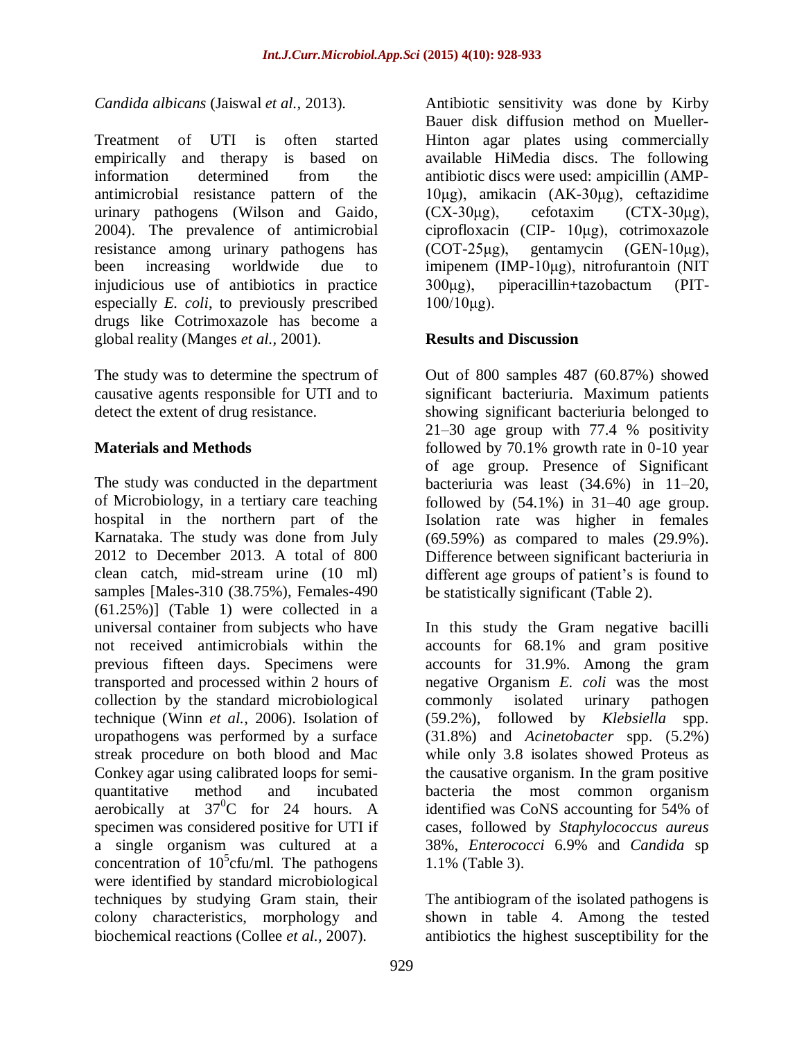*Candida albicans* (Jaiswal *et al.,* 2013).

Treatment of UTI is often started empirically and therapy is based on information determined from the antimicrobial resistance pattern of the urinary pathogens (Wilson and Gaido, 2004). The prevalence of antimicrobial resistance among urinary pathogens has been increasing worldwide due to injudicious use of antibiotics in practice especially *E. coli*, to previously prescribed drugs like Cotrimoxazole has become a global reality (Manges *et al.,* 2001).

The study was to determine the spectrum of causative agents responsible for UTI and to detect the extent of drug resistance.

## Materials and Methods

The study was conducted in the department of Microbiology, in a tertiary care teaching hospital in the northern part of the Karnataka. The study was done from July 2012 to December 2013. A total of 800 clean catch, mid-stream urine (10 ml) samples [Males-310 (38.75%), Females-490 (61.25%)] (Table 1) were collected in a universal container from subjects who have not received antimicrobials within the previous fifteen days. Specimens were transported and processed within 2 hours of collection by the standard microbiological technique (Winn *et al.,* 2006). Isolation of uropathogens was performed by a surface streak procedure on both blood and Mac Conkey agar using calibrated loops for semi-quantitative method and incubated aerobically at $37^0$C for 24 hours. A specimen was considered positive for UTI if a single organism was cultured at a concentration of $10^5$cfu/ml. The pathogens were identified by standard microbiological techniques by studying Gram stain, their colony characteristics, morphology and biochemical reactions (Collee *et al.,* 2007).

Antibiotic sensitivity was done by Kirby Bauer disk diffusion method on Mueller-Hinton agar plates using commercially available HiMedia discs. The following antibiotic discs were used: ampicillin (AMP-10μg), amikacin (AK-30μg), ceftazidime (CX-30μg), cefotaxim (CTX-30μg), ciprofloxacin (CIP- 10μg), cotrimoxazole (COT-25μg), gentamycin (GEN-10μg), imipenem (IMP-10μg), nitrofurantoin (NIT 300μg), piperacillin+tazobactum (PIT-100/10μg).

## Results and Discussion

Out of 800 samples 487 (60.87%) showed significant bacteriuria. Maximum patients showing significant bacteriuria belonged to 21–30 age group with 77.4 % positivity followed by 70.1% growth rate in 0-10 year of age group. Presence of Significant bacteriuria was least (34.6%) in 11–20, followed by (54.1%) in 31–40 age group. Isolation rate was higher in females (69.59%) as compared to males (29.9%). Difference between significant bacteriuria in different age groups of patient's is found to be statistically significant (Table 2).

In this study the Gram negative bacilli accounts for 68.1% and gram positive accounts for 31.9%. Among the gram negative Organism *E. coli* was the most commonly isolated urinary pathogen (59.2%), followed by *Klebsiella* spp. (31.8%) and *Acinetobacter* spp. (5.2%) while only 3.8 isolates showed Proteus as the causative organism. In the gram positive bacteria the most common organism identified was CoNS accounting for 54% of cases, followed by *Staphylococcus aureus* 38%, *Enterococci* 6.9% and *Candida* sp 1.1% (Table 3).

The antibiogram of the isolated pathogens is shown in table 4. Among the tested antibiotics the highest susceptibility for the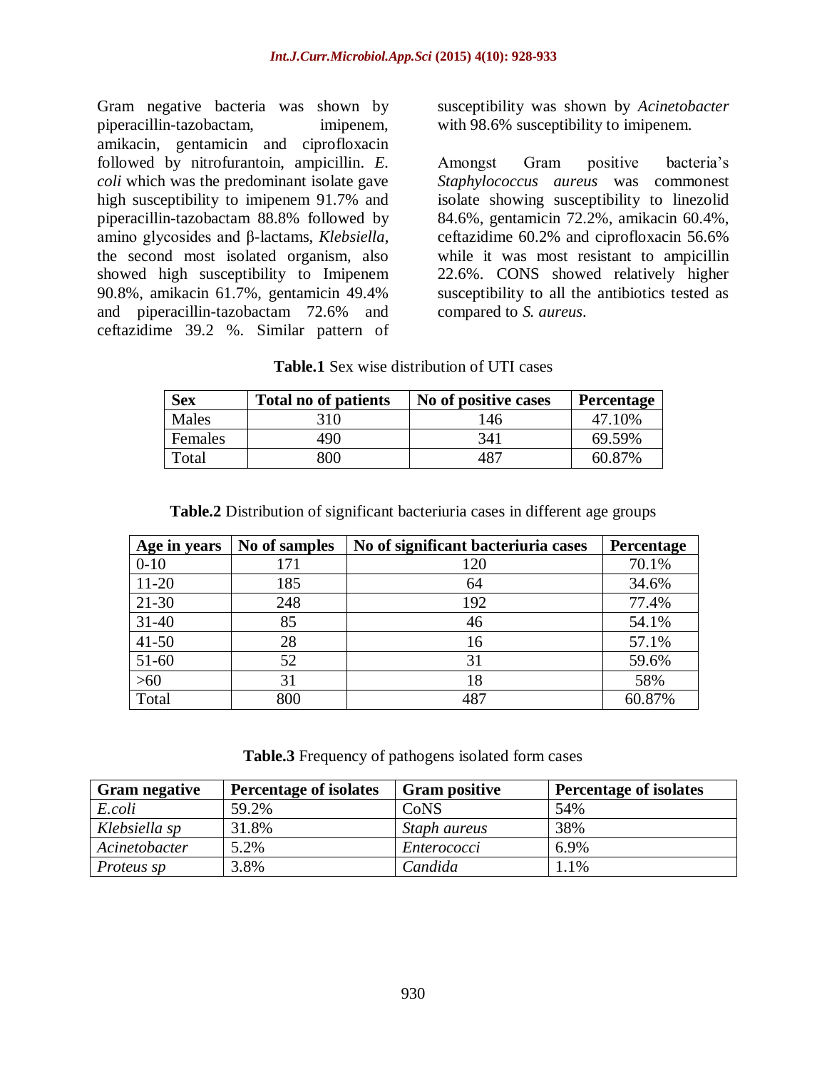Gram negative bacteria was shown by piperacillin-tazobactam, imipenem, amikacin, gentamicin and ciprofloxacin followed by nitrofurantoin, ampicillin. *E. coli* which was the predominant isolate gave high susceptibility to imipenem 91.7% and piperacillin-tazobactam 88.8% followed by amino glycosides and β-lactams, *Klebsiella*, the second most isolated organism, also showed high susceptibility to Imipenem 90.8%, amikacin 61.7%, gentamicin 49.4% and piperacillin-tazobactam 72.6% and ceftazidime 39.2 %. Similar pattern of susceptibility was shown by *Acinetobacter* with 98.6% susceptibility to imipenem.

Amongst Gram positive bacteria's *Staphylococcus aureus* was commonest isolate showing susceptibility to linezolid 84.6%, gentamicin 72.2%, amikacin 60.4%, ceftazidime 60.2% and ciprofloxacin 56.6% while it was most resistant to ampicillin 22.6%. CONS showed relatively higher susceptibility to all the antibiotics tested as compared to *S. aureus*.

**Table.1** Sex wise distribution of UTI cases

| Sex | Total no of patients | No of positive cases | Percentage |
|---|---|---|---|
| Males | 310 | 146 | 47.10% |
| Females | 490 | 341 | 69.59% |
| Total | 800 | 487 | 60.87% |

**Table.2** Distribution of significant bacteriuria cases in different age groups

| Age in years | No of samples | No of significant bacteriuria cases | Percentage |
|---|---|---|---|
| 0-10 | 171 | 120 | 70.1% |
| 11-20 | 185 | 64 | 34.6% |
| 21-30 | 248 | 192 | 77.4% |
| 31-40 | 85 | 46 | 54.1% |
| 41-50 | 28 | 16 | 57.1% |
| 51-60 | 52 | 31 | 59.6% |
| >60 | 31 | 18 | 58% |
| Total | 800 | 487 | 60.87% |

**Table.3** Frequency of pathogens isolated form cases

| Gram negative | Percentage of isolates | Gram positive | Percentage of isolates |
|---|---|---|---|
| *E.coli* | 59.2% | CoNS | 54% |
| *Klebsiella sp* | 31.8% | *Staph aureus* | 38% |
| *Acinetobacter* | 5.2% | *Enterococci* | 6.9% |
| *Proteus sp* | 3.8% | *Candida* | 1.1% |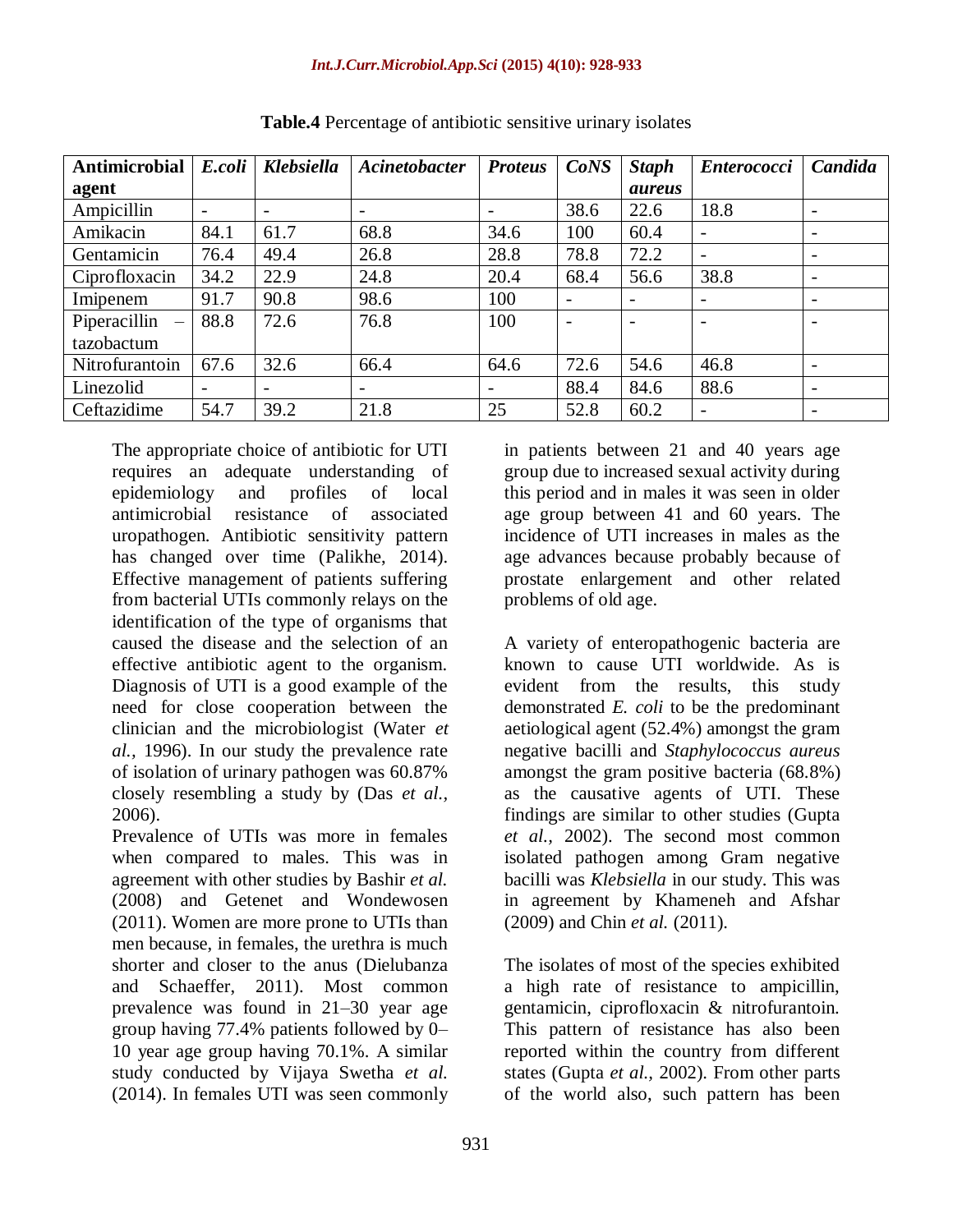**Table.4** Percentage of antibiotic sensitive urinary isolates

| Antimicrobial agent | *E.coli* | *Klebsiella* | *Acinetobacter* | *Proteus* | *CoNS* | *Staph aureus* | *Enterococci* | *Candida* |
|---|---|---|---|---|---|---|---|---|
| Ampicillin | - | - | - | - | 38.6 | 22.6 | 18.8 | - |
| Amikacin | 84.1 | 61.7 | 68.8 | 34.6 | 100 | 60.4 | - | - |
| Gentamicin | 76.4 | 49.4 | 26.8 | 28.8 | 78.8 | 72.2 | - | - |
| Ciprofloxacin | 34.2 | 22.9 | 24.8 | 20.4 | 68.4 | 56.6 | 38.8 | - |
| Imipenem | 91.7 | 90.8 | 98.6 | 100 | - | - | - | - |
| Piperacillin – tazobactum | 88.8 | 72.6 | 76.8 | 100 | - | - | - | - |
| Nitrofurantoin | 67.6 | 32.6 | 66.4 | 64.6 | 72.6 | 54.6 | 46.8 | - |
| Linezolid | - | - | - | - | 88.4 | 84.6 | 88.6 | - |
| Ceftazidime | 54.7 | 39.2 | 21.8 | 25 | 52.8 | 60.2 | - | - |

The appropriate choice of antibiotic for UTI requires an adequate understanding of epidemiology and profiles of local antimicrobial resistance of associated uropathogen. Antibiotic sensitivity pattern has changed over time (Palikhe, 2014). Effective management of patients suffering from bacterial UTIs commonly relays on the identification of the type of organisms that caused the disease and the selection of an effective antibiotic agent to the organism. Diagnosis of UTI is a good example of the need for close cooperation between the clinician and the microbiologist (Water *et al.*, 1996). In our study the prevalence rate of isolation of urinary pathogen was 60.87% closely resembling a study by (Das *et al.*, 2006).

Prevalence of UTIs was more in females when compared to males. This was in agreement with other studies by Bashir *et al.* (2008) and Getenet and Wondewosen (2011). Women are more prone to UTIs than men because, in females, the urethra is much shorter and closer to the anus (Dielubanza and Schaeffer, 2011). Most common prevalence was found in 21–30 year age group having 77.4% patients followed by 0–10 year age group having 70.1%. A similar study conducted by Vijaya Swetha *et al.* (2014). In females UTI was seen commonly in patients between 21 and 40 years age group due to increased sexual activity during this period and in males it was seen in older age group between 41 and 60 years. The incidence of UTI increases in males as the age advances because probably because of prostate enlargement and other related problems of old age.

A variety of enteropathogenic bacteria are known to cause UTI worldwide. As is evident from the results, this study demonstrated *E. coli* to be the predominant aetiological agent (52.4%) amongst the gram negative bacilli and *Staphylococcus aureus* amongst the gram positive bacteria (68.8%) as the causative agents of UTI. These findings are similar to other studies (Gupta *et al.*, 2002). The second most common isolated pathogen among Gram negative bacilli was *Klebsiella* in our study. This was in agreement by Khameneh and Afshar (2009) and Chin *et al.* (2011).

The isolates of most of the species exhibited a high rate of resistance to ampicillin, gentamicin, ciprofloxacin & nitrofurantoin. This pattern of resistance has also been reported within the country from different states (Gupta *et al.*, 2002). From other parts of the world also, such pattern has been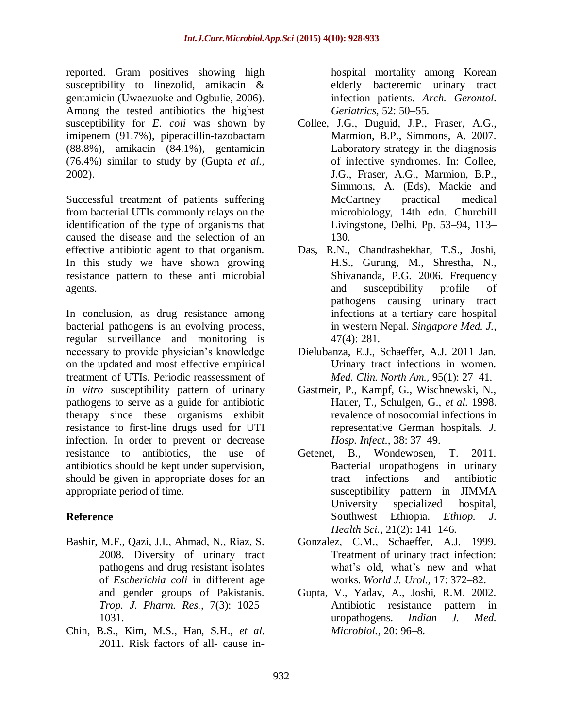reported. Gram positives showing high susceptibility to linezolid, amikacin & gentamicin (Uwaezuoke and Ogbulie, 2006). Among the tested antibiotics the highest susceptibility for *E. coli* was shown by imipenem (91.7%), piperacillin-tazobactam (88.8%), amikacin (84.1%), gentamicin (76.4%) similar to study by (Gupta *et al.,* 2002).

Successful treatment of patients suffering from bacterial UTIs commonly relays on the identification of the type of organisms that caused the disease and the selection of an effective antibiotic agent to that organism. In this study we have shown growing resistance pattern to these anti microbial agents.

In conclusion, as drug resistance among bacterial pathogens is an evolving process, regular surveillance and monitoring is necessary to provide physician's knowledge on the updated and most effective empirical treatment of UTIs. Periodic reassessment of *in vitro* susceptibility pattern of urinary pathogens to serve as a guide for antibiotic therapy since these organisms exhibit resistance to first-line drugs used for UTI infection. In order to prevent or decrease resistance to antibiotics, the use of antibiotics should be kept under supervision, should be given in appropriate doses for an appropriate period of time.

## Reference

Bashir, M.F., Qazi, J.I., Ahmad, N., Riaz, S. 2008. Diversity of urinary tract pathogens and drug resistant isolates of *Escherichia coli* in different age and gender groups of Pakistanis. *Trop. J. Pharm. Res.,* 7(3): 1025–1031.

Chin, B.S., Kim, M.S., Han, S.H., *et al.* 2011. Risk factors of all- cause in-hospital mortality among Korean elderly bacteremic urinary tract infection patients. *Arch. Gerontol. Geriatrics,* 52: 50–55.

Collee, J.G., Duguid, J.P., Fraser, A.G., Marmion, B.P., Simmons, A. 2007. Laboratory strategy in the diagnosis of infective syndromes. In: Collee, J.G., Fraser, A.G., Marmion, B.P., Simmons, A. (Eds), Mackie and McCartney practical medical microbiology, 14th edn. Churchill Livingstone, Delhi. Pp. 53–94, 113–130.

Das, R.N., Chandrashekhar, T.S., Joshi, H.S., Gurung, M., Shrestha, N., Shivananda, P.G. 2006. Frequency and susceptibility profile of pathogens causing urinary tract infections at a tertiary care hospital in western Nepal. *Singapore Med. J.,* 47(4): 281.

Dielubanza, E.J., Schaeffer, A.J. 2011 Jan. Urinary tract infections in women. *Med. Clin. North Am.,* 95(1): 27–41.

Gastmeir, P., Kampf, G., Wischnewski, N., Hauer, T., Schulgen, G., *et al.* 1998. revalence of nosocomial infections in representative German hospitals. *J. Hosp. Infect.,* 38: 37–49.

Getenet, B., Wondewosen, T. 2011. Bacterial uropathogens in urinary tract infections and antibiotic susceptibility pattern in JIMMA University specialized hospital, Southwest Ethiopia. *Ethiop. J. Health Sci.,* 21(2): 141–146.

Gonzalez, C.M., Schaeffer, A.J. 1999. Treatment of urinary tract infection: what's old, what's new and what works. *World J. Urol.,* 17: 372–82.

Gupta, V., Yadav, A., Joshi, R.M. 2002. Antibiotic resistance pattern in uropathogens. *Indian J. Med. Microbiol.,* 20: 96–8.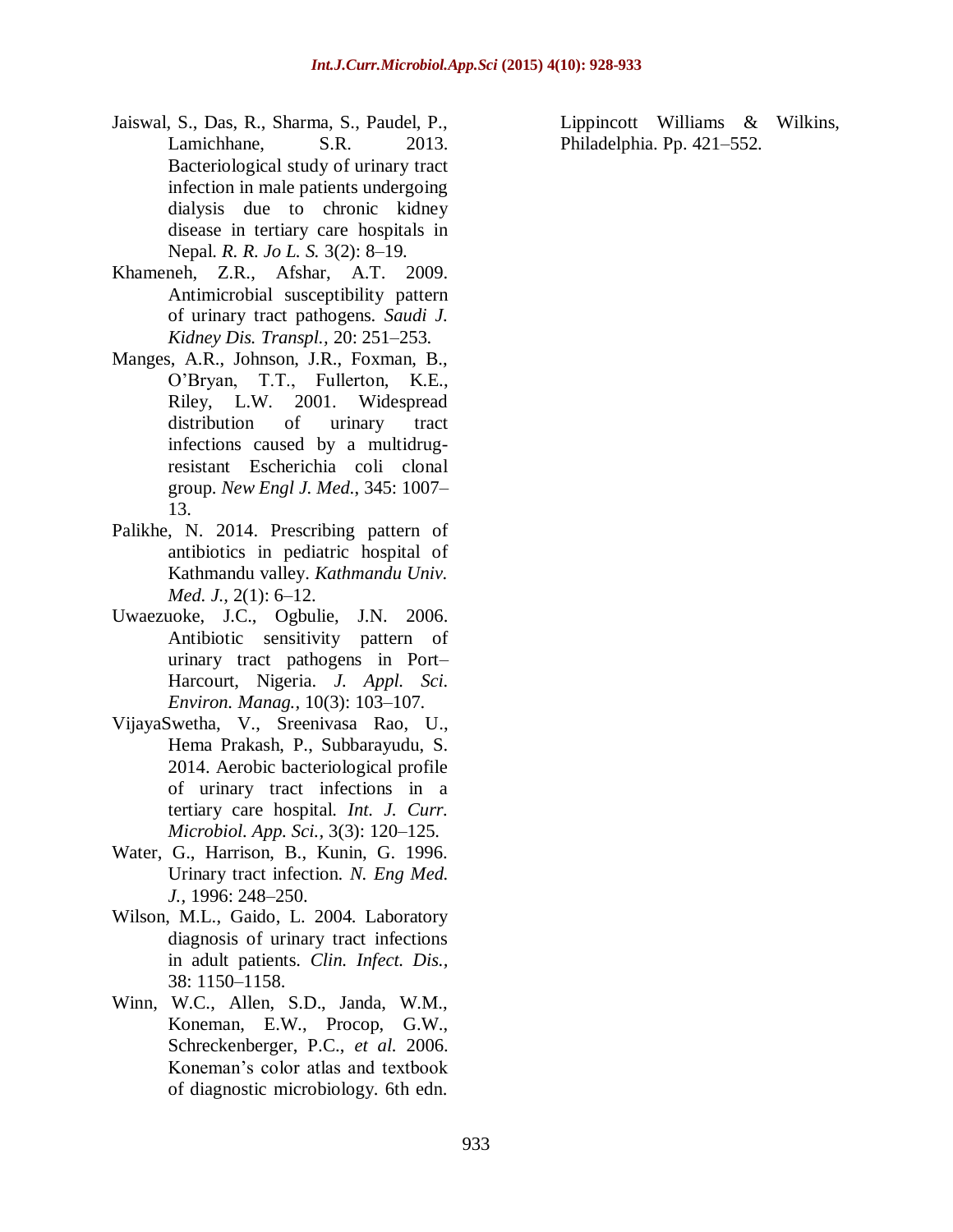Jaiswal, S., Das, R., Sharma, S., Paudel, P., Lamichhane, S.R. 2013. Bacteriological study of urinary tract infection in male patients undergoing dialysis due to chronic kidney disease in tertiary care hospitals in Nepal. *R. R. Jo L. S.* 3(2): 8–19.

Khameneh, Z.R., Afshar, A.T. 2009. Antimicrobial susceptibility pattern of urinary tract pathogens. *Saudi J. Kidney Dis. Transpl.*, 20: 251–253.

Manges, A.R., Johnson, J.R., Foxman, B., O'Bryan, T.T., Fullerton, K.E., Riley, L.W. 2001. Widespread distribution of urinary tract infections caused by a multidrug-resistant Escherichia coli clonal group. *New Engl J. Med.*, 345: 1007–13.

Palikhe, N. 2014. Prescribing pattern of antibiotics in pediatric hospital of Kathmandu valley. *Kathmandu Univ. Med. J.*, 2(1): 6–12.

Uwaezuoke, J.C., Ogbulie, J.N. 2006. Antibiotic sensitivity pattern of urinary tract pathogens in Port–Harcourt, Nigeria. *J. Appl. Sci. Environ. Manag.*, 10(3): 103–107.

VijayaSwetha, V., Sreenivasa Rao, U., Hema Prakash, P., Subbarayudu, S. 2014. Aerobic bacteriological profile of urinary tract infections in a tertiary care hospital. *Int. J. Curr. Microbiol. App. Sci.*, 3(3): 120–125.

Water, G., Harrison, B., Kunin, G. 1996. Urinary tract infection. *N. Eng Med. J.*, 1996: 248–250.

Wilson, M.L., Gaido, L. 2004. Laboratory diagnosis of urinary tract infections in adult patients. *Clin. Infect. Dis.*, 38: 1150–1158.

Winn, W.C., Allen, S.D., Janda, W.M., Koneman, E.W., Procop, G.W., Schreckenberger, P.C., *et al.* 2006. Koneman's color atlas and textbook of diagnostic microbiology. 6th edn. Lippincott Williams & Wilkins, Philadelphia. Pp. 421–552.